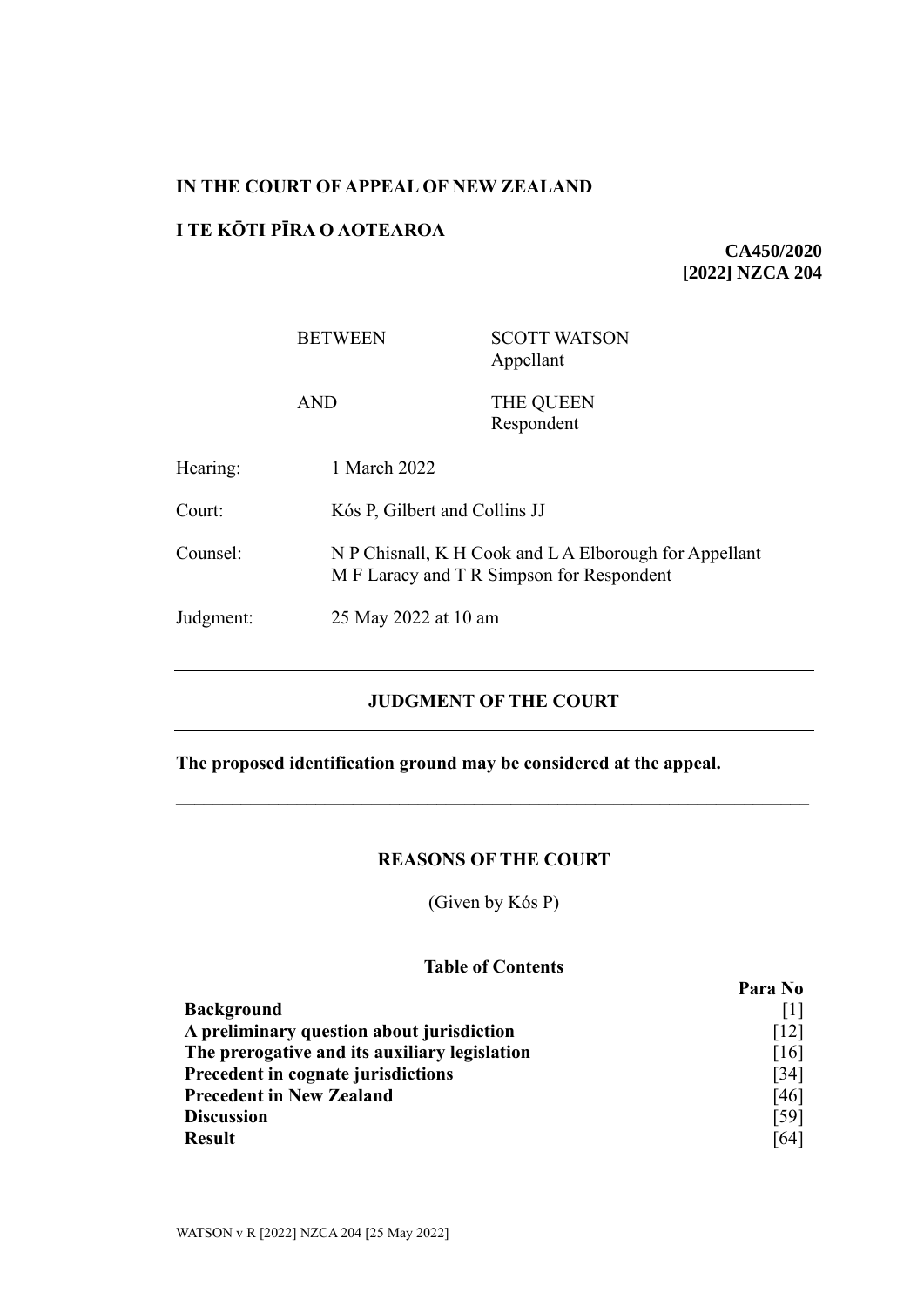**IN THE COURT OF APPEAL OF NEW ZEALAND**

**I TE KŌTI PĪRA O AOTEAROA**

**CA450/2020**
**[2022] NZCA 204**

| | |
|---|---|
| BETWEEN | SCOTT WATSON<br>Appellant |
| AND | THE QUEEN<br>Respondent |

| | |
|---|---|
| Hearing: | 1 March 2022 |
| Court: | Kós P, Gilbert and Collins JJ |
| Counsel: | N P Chisnall, K H Cook and L A Elborough for Appellant<br>M F Laracy and T R Simpson for Respondent |
| Judgment: | 25 May 2022 at 10 am |

---

## JUDGMENT OF THE COURT

---

**The proposed identification ground may be considered at the appeal.**

---

## REASONS OF THE COURT

(Given by Kós P)

### Table of Contents

| | Para No |
|---|---|
| **Background** | [1] |
| **A preliminary question about jurisdiction** | [12] |
| **The prerogative and its auxiliary legislation** | [16] |
| **Precedent in cognate jurisdictions** | [34] |
| **Precedent in New Zealand** | [46] |
| **Discussion** | [59] |
| **Result** | [64] |

WATSON v R [2022] NZCA 204 [25 May 2022]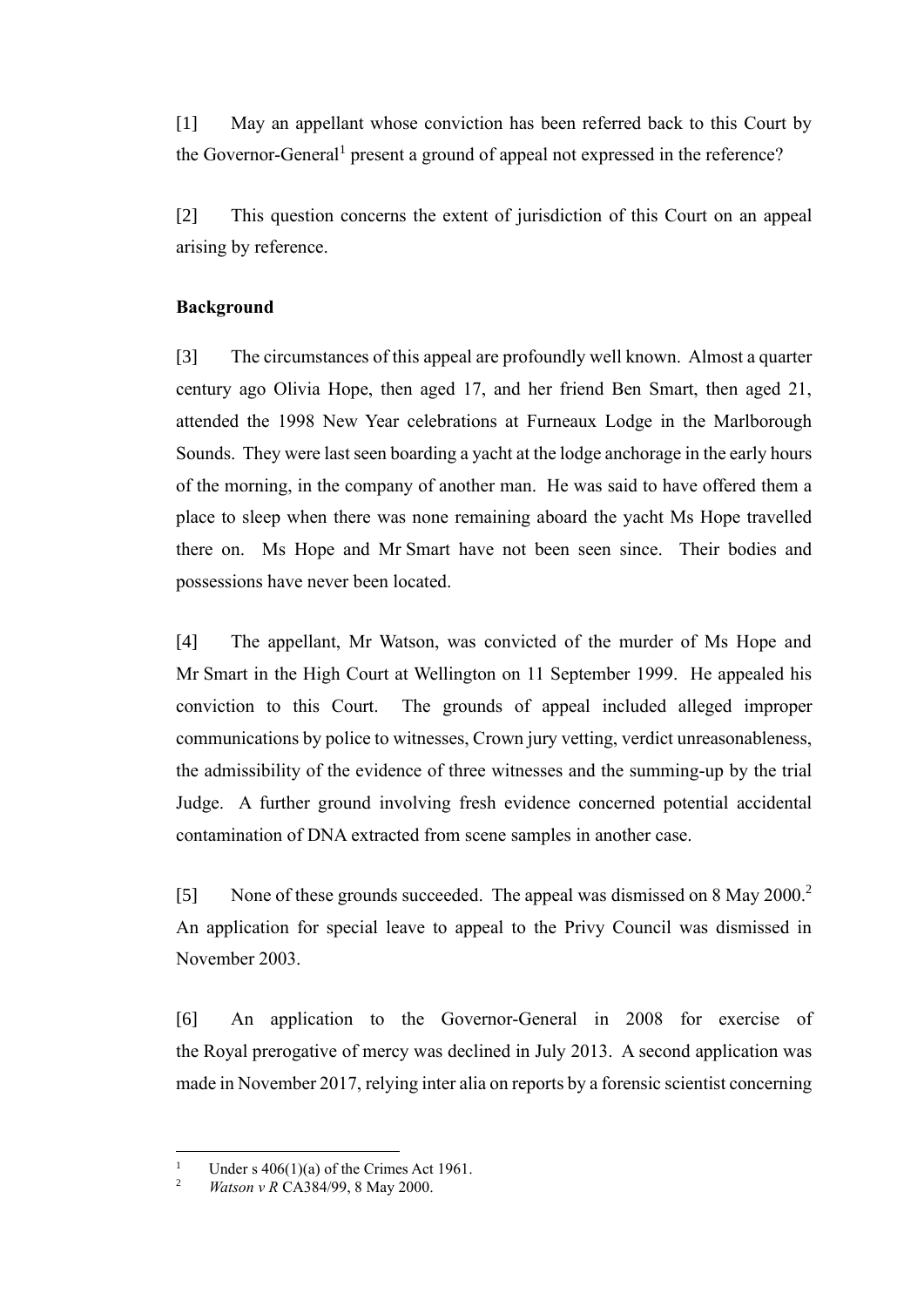[1] May an appellant whose conviction has been referred back to this Court by the Governor-General[1] present a ground of appeal not expressed in the reference?

[2] This question concerns the extent of jurisdiction of this Court on an appeal arising by reference.

**Background**

[3] The circumstances of this appeal are profoundly well known. Almost a quarter century ago Olivia Hope, then aged 17, and her friend Ben Smart, then aged 21, attended the 1998 New Year celebrations at Furneaux Lodge in the Marlborough Sounds. They were last seen boarding a yacht at the lodge anchorage in the early hours of the morning, in the company of another man. He was said to have offered them a place to sleep when there was none remaining aboard the yacht Ms Hope travelled there on. Ms Hope and Mr Smart have not been seen since. Their bodies and possessions have never been located.

[4] The appellant, Mr Watson, was convicted of the murder of Ms Hope and Mr Smart in the High Court at Wellington on 11 September 1999. He appealed his conviction to this Court. The grounds of appeal included alleged improper communications by police to witnesses, Crown jury vetting, verdict unreasonableness, the admissibility of the evidence of three witnesses and the summing-up by the trial Judge. A further ground involving fresh evidence concerned potential accidental contamination of DNA extracted from scene samples in another case.

[5] None of these grounds succeeded. The appeal was dismissed on 8 May 2000.[2] An application for special leave to appeal to the Privy Council was dismissed in November 2003.

[6] An application to the Governor-General in 2008 for exercise of the Royal prerogative of mercy was declined in July 2013. A second application was made in November 2017, relying inter alia on reports by a forensic scientist concerning

---

[1] Under s 406(1)(a) of the Crimes Act 1961.

[2] *Watson v R* CA384/99, 8 May 2000.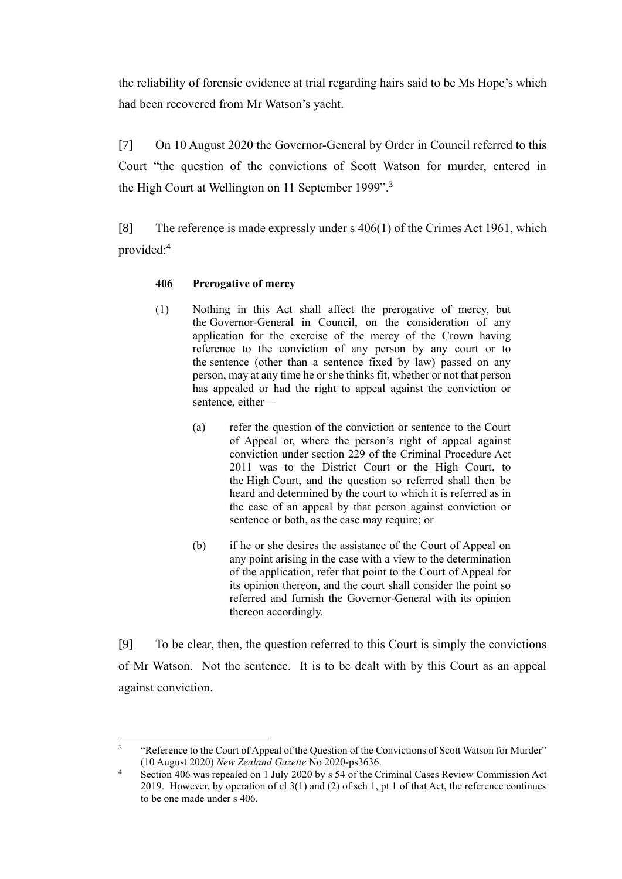the reliability of forensic evidence at trial regarding hairs said to be Ms Hope's which had been recovered from Mr Watson's yacht.

[7] On 10 August 2020 the Governor-General by Order in Council referred to this Court "the question of the convictions of Scott Watson for murder, entered in the High Court at Wellington on 11 September 1999".[3]

[8] The reference is made expressly under s 406(1) of the Crimes Act 1961, which provided:[4]

> **406 Prerogative of mercy**
>
> (1) Nothing in this Act shall affect the prerogative of mercy, but the Governor-General in Council, on the consideration of any application for the exercise of the mercy of the Crown having reference to the conviction of any person by any court or to the sentence (other than a sentence fixed by law) passed on any person, may at any time he or she thinks fit, whether or not that person has appealed or had the right to appeal against the conviction or sentence, either—
>
> (a) refer the question of the conviction or sentence to the Court of Appeal or, where the person's right of appeal against conviction under section 229 of the Criminal Procedure Act 2011 was to the District Court or the High Court, to the High Court, and the question so referred shall then be heard and determined by the court to which it is referred as in the case of an appeal by that person against conviction or sentence or both, as the case may require; or
>
> (b) if he or she desires the assistance of the Court of Appeal on any point arising in the case with a view to the determination of the application, refer that point to the Court of Appeal for its opinion thereon, and the court shall consider the point so referred and furnish the Governor-General with its opinion thereon accordingly.

[9] To be clear, then, the question referred to this Court is simply the convictions of Mr Watson. Not the sentence. It is to be dealt with by this Court as an appeal against conviction.

---

[3] "Reference to the Court of Appeal of the Question of the Convictions of Scott Watson for Murder" (10 August 2020) *New Zealand Gazette* No 2020-ps3636.

[4] Section 406 was repealed on 1 July 2020 by s 54 of the Criminal Cases Review Commission Act 2019. However, by operation of cl 3(1) and (2) of sch 1, pt 1 of that Act, the reference continues to be one made under s 406.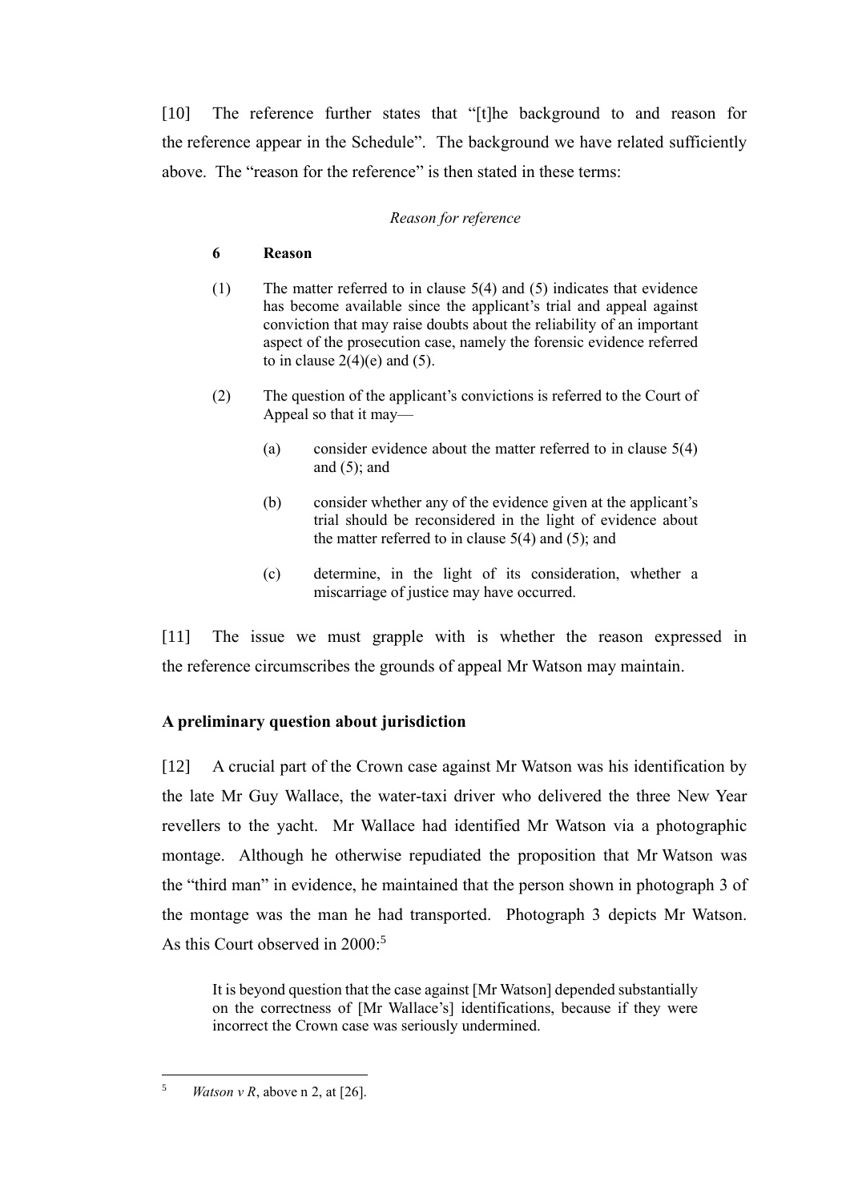[10] The reference further states that "[t]he background to and reason for the reference appear in the Schedule". The background we have related sufficiently above. The "reason for the reference" is then stated in these terms:

> *Reason for reference*
>
> **6 Reason**
>
> (1) The matter referred to in clause 5(4) and (5) indicates that evidence has become available since the applicant's trial and appeal against conviction that may raise doubts about the reliability of an important aspect of the prosecution case, namely the forensic evidence referred to in clause 2(4)(e) and (5).
>
> (2) The question of the applicant's convictions is referred to the Court of Appeal so that it may—
>
> (a) consider evidence about the matter referred to in clause 5(4) and (5); and
>
> (b) consider whether any of the evidence given at the applicant's trial should be reconsidered in the light of evidence about the matter referred to in clause 5(4) and (5); and
>
> (c) determine, in the light of its consideration, whether a miscarriage of justice may have occurred.

[11] The issue we must grapple with is whether the reason expressed in the reference circumscribes the grounds of appeal Mr Watson may maintain.

## A preliminary question about jurisdiction

[12] A crucial part of the Crown case against Mr Watson was his identification by the late Mr Guy Wallace, the water-taxi driver who delivered the three New Year revellers to the yacht. Mr Wallace had identified Mr Watson via a photographic montage. Although he otherwise repudiated the proposition that Mr Watson was the "third man" in evidence, he maintained that the person shown in photograph 3 of the montage was the man he had transported. Photograph 3 depicts Mr Watson. As this Court observed in 2000:[5]

> It is beyond question that the case against [Mr Watson] depended substantially on the correctness of [Mr Wallace's] identifications, because if they were incorrect the Crown case was seriously undermined.

---

[5] *Watson v R*, above n 2, at [26].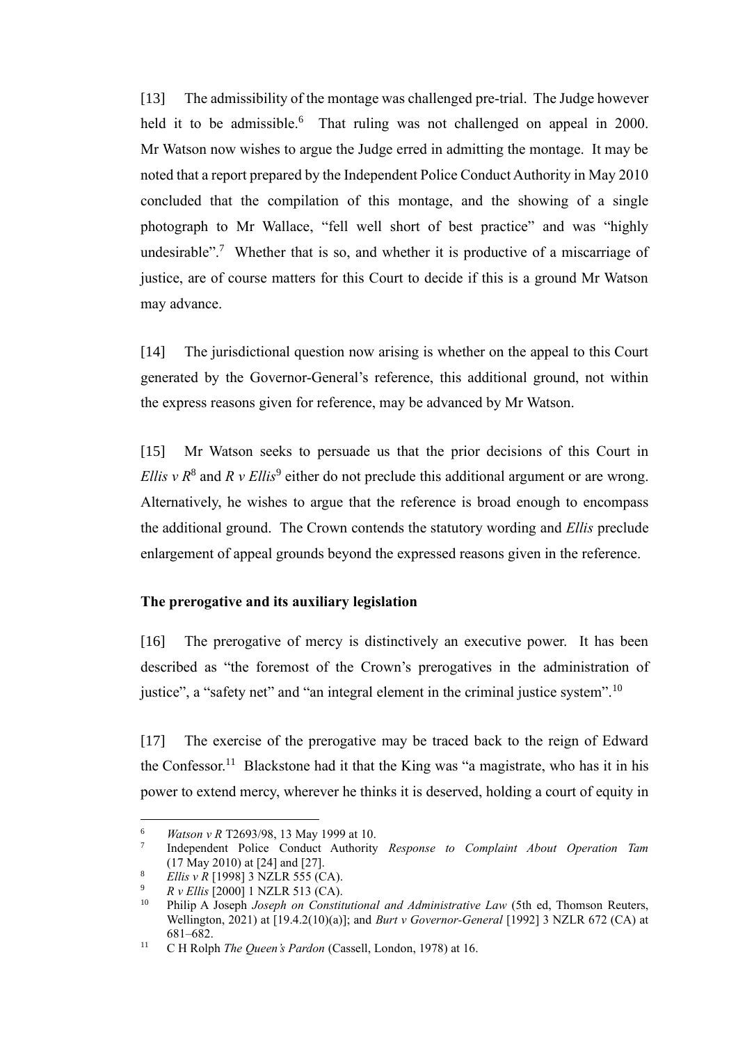[13] The admissibility of the montage was challenged pre-trial. The Judge however held it to be admissible.[6] That ruling was not challenged on appeal in 2000. Mr Watson now wishes to argue the Judge erred in admitting the montage. It may be noted that a report prepared by the Independent Police Conduct Authority in May 2010 concluded that the compilation of this montage, and the showing of a single photograph to Mr Wallace, "fell well short of best practice" and was "highly undesirable".[7] Whether that is so, and whether it is productive of a miscarriage of justice, are of course matters for this Court to decide if this is a ground Mr Watson may advance.

[14] The jurisdictional question now arising is whether on the appeal to this Court generated by the Governor-General's reference, this additional ground, not within the express reasons given for reference, may be advanced by Mr Watson.

[15] Mr Watson seeks to persuade us that the prior decisions of this Court in *Ellis v R*[8] and *R v Ellis*[9] either do not preclude this additional argument or are wrong. Alternatively, he wishes to argue that the reference is broad enough to encompass the additional ground. The Crown contends the statutory wording and *Ellis* preclude enlargement of appeal grounds beyond the expressed reasons given in the reference.

**The prerogative and its auxiliary legislation**

[16] The prerogative of mercy is distinctively an executive power. It has been described as "the foremost of the Crown's prerogatives in the administration of justice", a "safety net" and "an integral element in the criminal justice system".[10]

[17] The exercise of the prerogative may be traced back to the reign of Edward the Confessor.[11] Blackstone had it that the King was "a magistrate, who has it in his power to extend mercy, wherever he thinks it is deserved, holding a court of equity in

---

[6] *Watson v R* T2693/98, 13 May 1999 at 10.

[7] Independent Police Conduct Authority *Response to Complaint About Operation Tam* (17 May 2010) at [24] and [27].

[8] *Ellis v R* [1998] 3 NZLR 555 (CA).

[9] *R v Ellis* [2000] 1 NZLR 513 (CA).

[10] Philip A Joseph *Joseph on Constitutional and Administrative Law* (5th ed, Thomson Reuters, Wellington, 2021) at [19.4.2(10)(a)]; and *Burt v Governor-General* [1992] 3 NZLR 672 (CA) at 681–682.

[11] C H Rolph *The Queen's Pardon* (Cassell, London, 1978) at 16.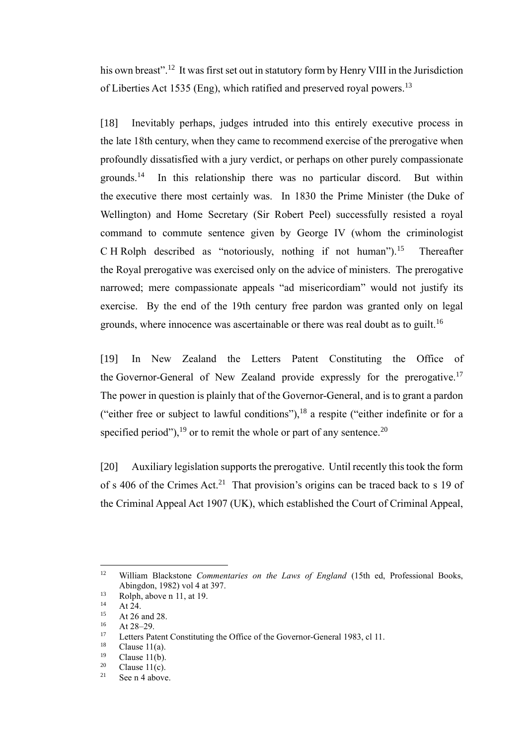his own breast".[12] It was first set out in statutory form by Henry VIII in the Jurisdiction of Liberties Act 1535 (Eng), which ratified and preserved royal powers.[13]

[18] Inevitably perhaps, judges intruded into this entirely executive process in the late 18th century, when they came to recommend exercise of the prerogative when profoundly dissatisfied with a jury verdict, or perhaps on other purely compassionate grounds.[14] In this relationship there was no particular discord. But within the executive there most certainly was. In 1830 the Prime Minister (the Duke of Wellington) and Home Secretary (Sir Robert Peel) successfully resisted a royal command to commute sentence given by George IV (whom the criminologist C H Rolph described as "notoriously, nothing if not human").[15] Thereafter the Royal prerogative was exercised only on the advice of ministers. The prerogative narrowed; mere compassionate appeals "ad misericordiam" would not justify its exercise. By the end of the 19th century free pardon was granted only on legal grounds, where innocence was ascertainable or there was real doubt as to guilt.[16]

[19] In New Zealand the Letters Patent Constituting the Office of the Governor-General of New Zealand provide expressly for the prerogative.[17] The power in question is plainly that of the Governor-General, and is to grant a pardon ("either free or subject to lawful conditions"),[18] a respite ("either indefinite or for a specified period"),[19] or to remit the whole or part of any sentence.[20]

[20] Auxiliary legislation supports the prerogative. Until recently this took the form of s 406 of the Crimes Act.[21] That provision's origins can be traced back to s 19 of the Criminal Appeal Act 1907 (UK), which established the Court of Criminal Appeal,

---

[12] William Blackstone *Commentaries on the Laws of England* (15th ed, Professional Books, Abingdon, 1982) vol 4 at 397.

[13] Rolph, above n 11, at 19.

[14] At 24.

[15] At 26 and 28.

[16] At 28–29.

[17] Letters Patent Constituting the Office of the Governor-General 1983, cl 11.

[18] Clause 11(a).

[19] Clause 11(b).

[20] Clause 11(c).

[21] See n 4 above.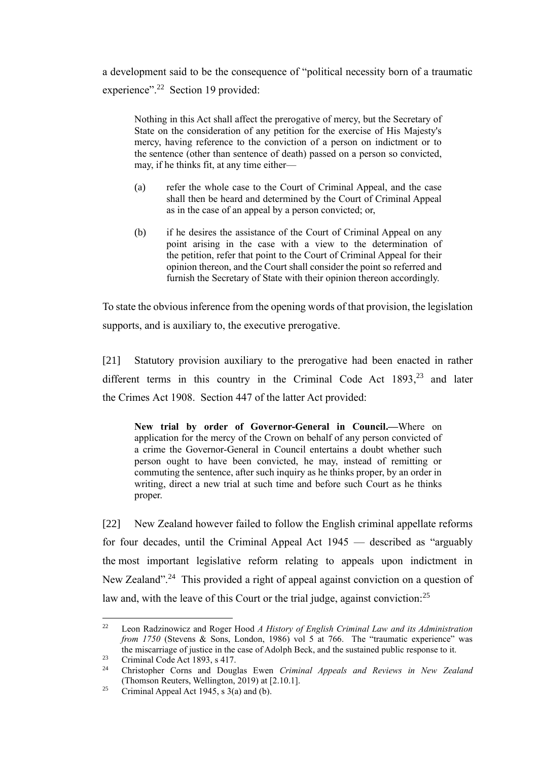a development said to be the consequence of "political necessity born of a traumatic experience".[22] Section 19 provided:

> Nothing in this Act shall affect the prerogative of mercy, but the Secretary of State on the consideration of any petition for the exercise of His Majesty's mercy, having reference to the conviction of a person on indictment or to the sentence (other than sentence of death) passed on a person so convicted, may, if he thinks fit, at any time either—
>
> (a) refer the whole case to the Court of Criminal Appeal, and the case shall then be heard and determined by the Court of Criminal Appeal as in the case of an appeal by a person convicted; or,
>
> (b) if he desires the assistance of the Court of Criminal Appeal on any point arising in the case with a view to the determination of the petition, refer that point to the Court of Criminal Appeal for their opinion thereon, and the Court shall consider the point so referred and furnish the Secretary of State with their opinion thereon accordingly.

To state the obvious inference from the opening words of that provision, the legislation supports, and is auxiliary to, the executive prerogative.

[21] Statutory provision auxiliary to the prerogative had been enacted in rather different terms in this country in the Criminal Code Act 1893,[23] and later the Crimes Act 1908. Section 447 of the latter Act provided:

> **New trial by order of Governor-General in Council.—**Where on application for the mercy of the Crown on behalf of any person convicted of a crime the Governor-General in Council entertains a doubt whether such person ought to have been convicted, he may, instead of remitting or commuting the sentence, after such inquiry as he thinks proper, by an order in writing, direct a new trial at such time and before such Court as he thinks proper.

[22] New Zealand however failed to follow the English criminal appellate reforms for four decades, until the Criminal Appeal Act 1945 — described as "arguably the most important legislative reform relating to appeals upon indictment in New Zealand".[24] This provided a right of appeal against conviction on a question of law and, with the leave of this Court or the trial judge, against conviction:[25]

---

[22] Leon Radzinowicz and Roger Hood *A History of English Criminal Law and its Administration from 1750* (Stevens & Sons, London, 1986) vol 5 at 766. The "traumatic experience" was the miscarriage of justice in the case of Adolph Beck, and the sustained public response to it.

[23] Criminal Code Act 1893, s 417.

[24] Christopher Corns and Douglas Ewen *Criminal Appeals and Reviews in New Zealand* (Thomson Reuters, Wellington, 2019) at [2.10.1].

[25] Criminal Appeal Act 1945, s 3(a) and (b).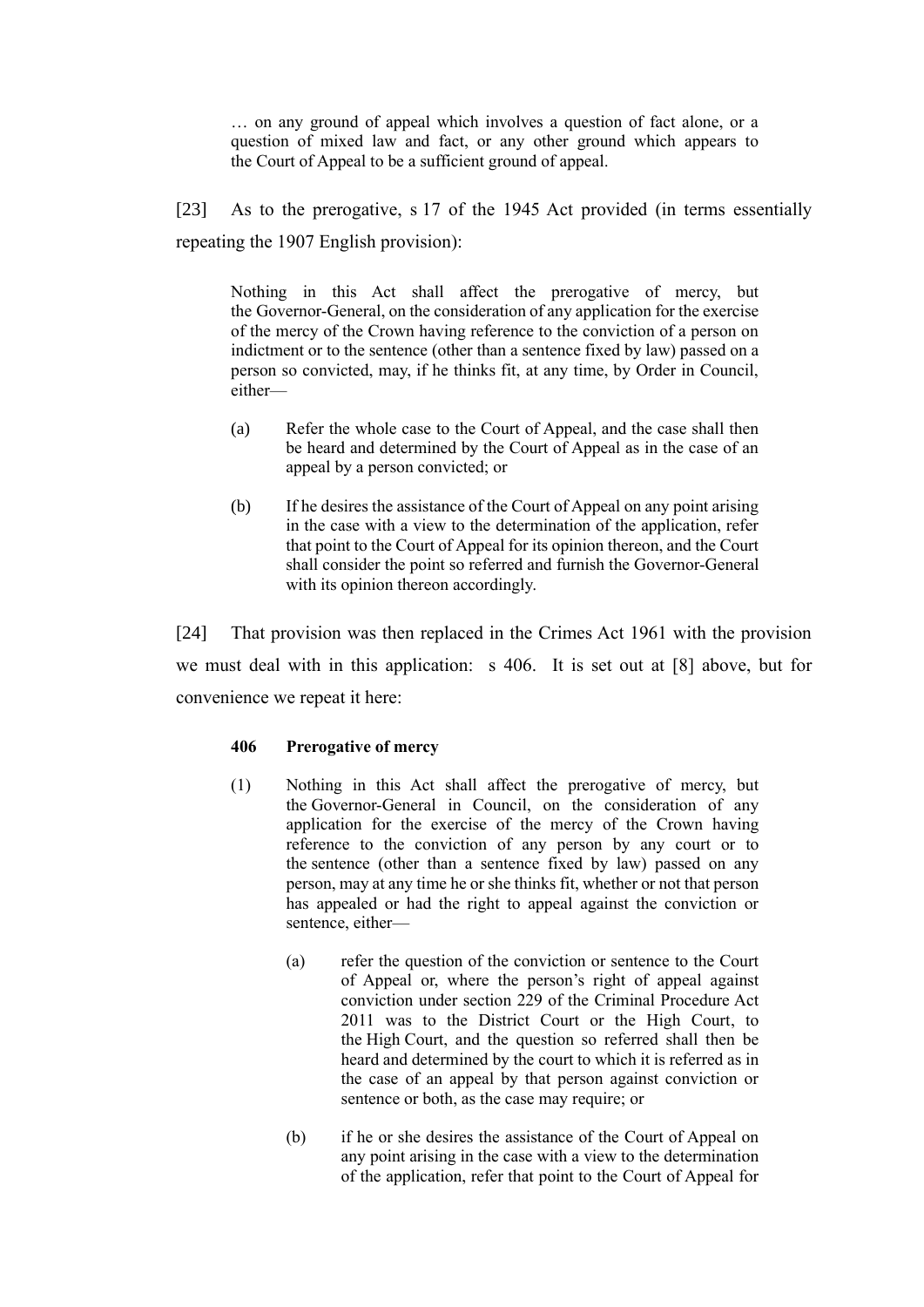> … on any ground of appeal which involves a question of fact alone, or a question of mixed law and fact, or any other ground which appears to the Court of Appeal to be a sufficient ground of appeal.

[23] As to the prerogative, s 17 of the 1945 Act provided (in terms essentially repeating the 1907 English provision):

> Nothing in this Act shall affect the prerogative of mercy, but the Governor-General, on the consideration of any application for the exercise of the mercy of the Crown having reference to the conviction of a person on indictment or to the sentence (other than a sentence fixed by law) passed on a person so convicted, may, if he thinks fit, at any time, by Order in Council, either—
>
> (a) Refer the whole case to the Court of Appeal, and the case shall then be heard and determined by the Court of Appeal as in the case of an appeal by a person convicted; or
>
> (b) If he desires the assistance of the Court of Appeal on any point arising in the case with a view to the determination of the application, refer that point to the Court of Appeal for its opinion thereon, and the Court shall consider the point so referred and furnish the Governor-General with its opinion thereon accordingly.

[24] That provision was then replaced in the Crimes Act 1961 with the provision we must deal with in this application: s 406. It is set out at [8] above, but for convenience we repeat it here:

> **406 Prerogative of mercy**
>
> (1) Nothing in this Act shall affect the prerogative of mercy, but the Governor-General in Council, on the consideration of any application for the exercise of the mercy of the Crown having reference to the conviction of any person by any court or to the sentence (other than a sentence fixed by law) passed on any person, may at any time he or she thinks fit, whether or not that person has appealed or had the right to appeal against the conviction or sentence, either—
>
> (a) refer the question of the conviction or sentence to the Court of Appeal or, where the person's right of appeal against conviction under section 229 of the Criminal Procedure Act 2011 was to the District Court or the High Court, to the High Court, and the question so referred shall then be heard and determined by the court to which it is referred as in the case of an appeal by that person against conviction or sentence or both, as the case may require; or
>
> (b) if he or she desires the assistance of the Court of Appeal on any point arising in the case with a view to the determination of the application, refer that point to the Court of Appeal for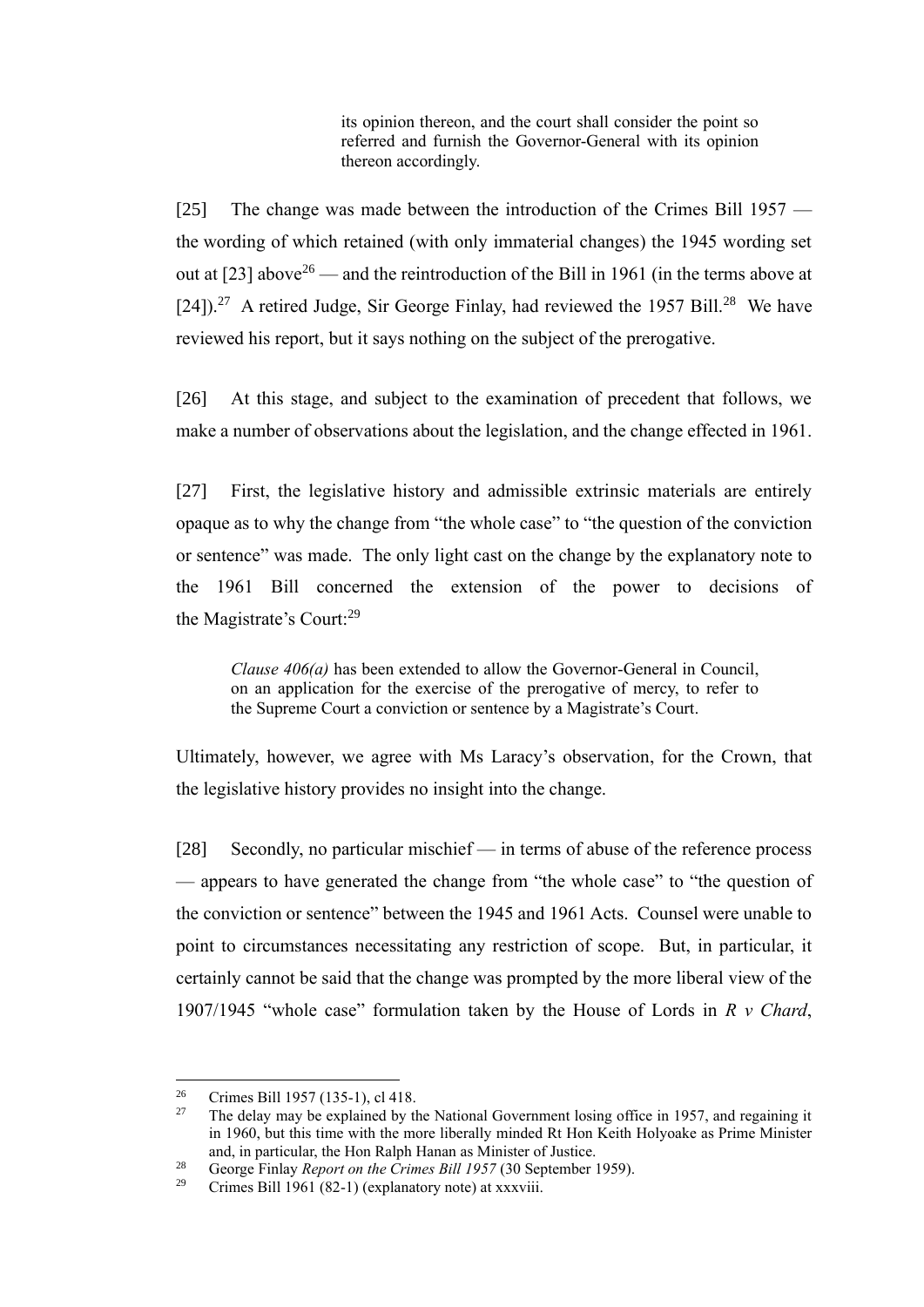> its opinion thereon, and the court shall consider the point so referred and furnish the Governor-General with its opinion thereon accordingly.

[25] The change was made between the introduction of the Crimes Bill 1957 — the wording of which retained (with only immaterial changes) the 1945 wording set out at [23] above[26] — and the reintroduction of the Bill in 1961 (in the terms above at [24]).[27] A retired Judge, Sir George Finlay, had reviewed the 1957 Bill.[28] We have reviewed his report, but it says nothing on the subject of the prerogative.

[26] At this stage, and subject to the examination of precedent that follows, we make a number of observations about the legislation, and the change effected in 1961.

[27] First, the legislative history and admissible extrinsic materials are entirely opaque as to why the change from "the whole case" to "the question of the conviction or sentence" was made. The only light cast on the change by the explanatory note to the 1961 Bill concerned the extension of the power to decisions of the Magistrate's Court:[29]

> *Clause 406(a)* has been extended to allow the Governor-General in Council, on an application for the exercise of the prerogative of mercy, to refer to the Supreme Court a conviction or sentence by a Magistrate's Court.

Ultimately, however, we agree with Ms Laracy's observation, for the Crown, that the legislative history provides no insight into the change.

[28] Secondly, no particular mischief — in terms of abuse of the reference process — appears to have generated the change from "the whole case" to "the question of the conviction or sentence" between the 1945 and 1961 Acts. Counsel were unable to point to circumstances necessitating any restriction of scope. But, in particular, it certainly cannot be said that the change was prompted by the more liberal view of the 1907/1945 "whole case" formulation taken by the House of Lords in *R v Chard*,

---

[26] Crimes Bill 1957 (135-1), cl 418.

[27] The delay may be explained by the National Government losing office in 1957, and regaining it in 1960, but this time with the more liberally minded Rt Hon Keith Holyoake as Prime Minister and, in particular, the Hon Ralph Hanan as Minister of Justice.

[28] George Finlay *Report on the Crimes Bill 1957* (30 September 1959).

[29] Crimes Bill 1961 (82-1) (explanatory note) at xxxviii.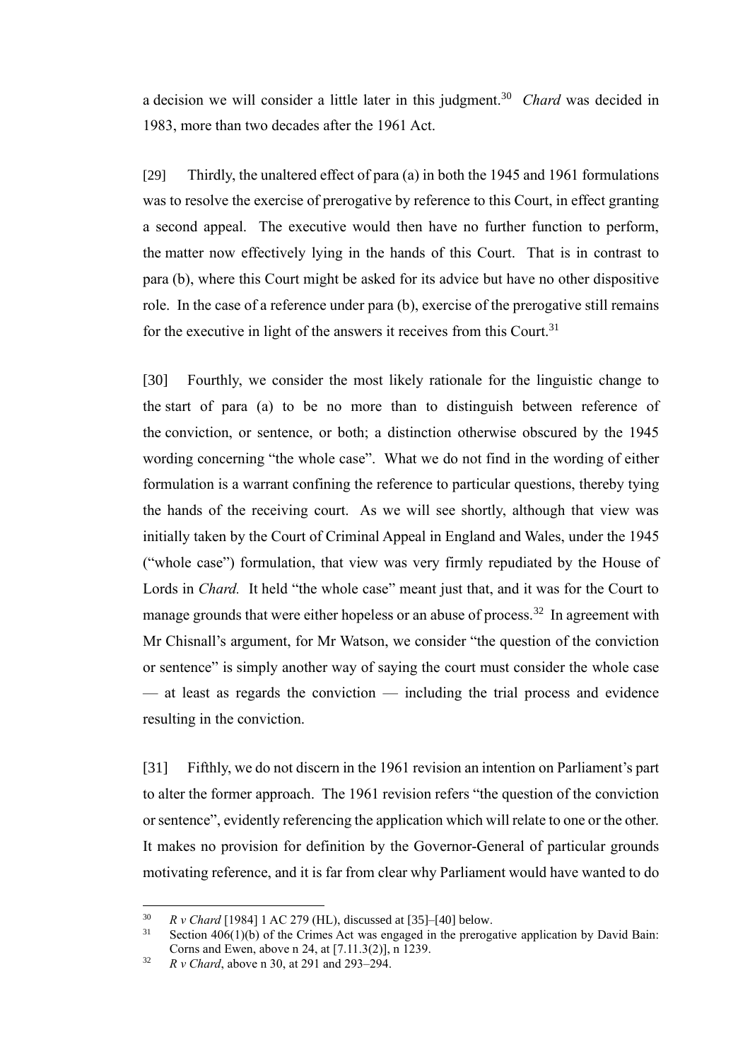a decision we will consider a little later in this judgment.[30] *Chard* was decided in 1983, more than two decades after the 1961 Act.

[29] Thirdly, the unaltered effect of para (a) in both the 1945 and 1961 formulations was to resolve the exercise of prerogative by reference to this Court, in effect granting a second appeal. The executive would then have no further function to perform, the matter now effectively lying in the hands of this Court. That is in contrast to para (b), where this Court might be asked for its advice but have no other dispositive role. In the case of a reference under para (b), exercise of the prerogative still remains for the executive in light of the answers it receives from this Court.[31]

[30] Fourthly, we consider the most likely rationale for the linguistic change to the start of para (a) to be no more than to distinguish between reference of the conviction, or sentence, or both; a distinction otherwise obscured by the 1945 wording concerning "the whole case". What we do not find in the wording of either formulation is a warrant confining the reference to particular questions, thereby tying the hands of the receiving court. As we will see shortly, although that view was initially taken by the Court of Criminal Appeal in England and Wales, under the 1945 ("whole case") formulation, that view was very firmly repudiated by the House of Lords in *Chard.* It held "the whole case" meant just that, and it was for the Court to manage grounds that were either hopeless or an abuse of process.[32] In agreement with Mr Chisnall's argument, for Mr Watson, we consider "the question of the conviction or sentence" is simply another way of saying the court must consider the whole case — at least as regards the conviction — including the trial process and evidence resulting in the conviction.

[31] Fifthly, we do not discern in the 1961 revision an intention on Parliament's part to alter the former approach. The 1961 revision refers "the question of the conviction or sentence", evidently referencing the application which will relate to one or the other. It makes no provision for definition by the Governor-General of particular grounds motivating reference, and it is far from clear why Parliament would have wanted to do

---

[30] *R v Chard* [1984] 1 AC 279 (HL), discussed at [35]–[40] below.

[31] Section 406(1)(b) of the Crimes Act was engaged in the prerogative application by David Bain: Corns and Ewen, above n 24, at [7.11.3(2)], n 1239.

[32] *R v Chard*, above n 30, at 291 and 293–294.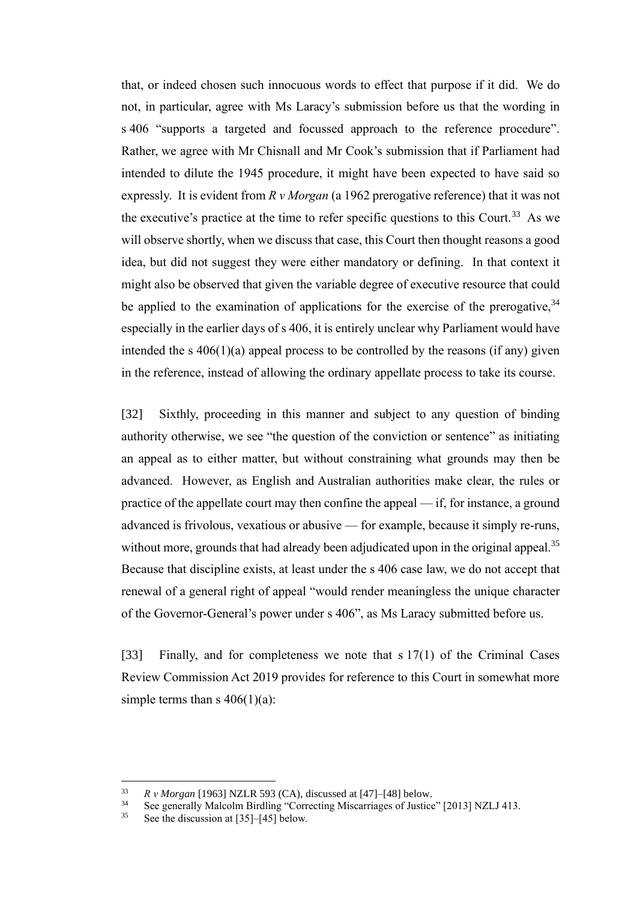that, or indeed chosen such innocuous words to effect that purpose if it did. We do not, in particular, agree with Ms Laracy's submission before us that the wording in s 406 "supports a targeted and focussed approach to the reference procedure". Rather, we agree with Mr Chisnall and Mr Cook's submission that if Parliament had intended to dilute the 1945 procedure, it might have been expected to have said so expressly. It is evident from *R v Morgan* (a 1962 prerogative reference) that it was not the executive's practice at the time to refer specific questions to this Court.[33] As we will observe shortly, when we discuss that case, this Court then thought reasons a good idea, but did not suggest they were either mandatory or defining. In that context it might also be observed that given the variable degree of executive resource that could be applied to the examination of applications for the exercise of the prerogative,[34] especially in the earlier days of s 406, it is entirely unclear why Parliament would have intended the s 406(1)(a) appeal process to be controlled by the reasons (if any) given in the reference, instead of allowing the ordinary appellate process to take its course.

[32] Sixthly, proceeding in this manner and subject to any question of binding authority otherwise, we see "the question of the conviction or sentence" as initiating an appeal as to either matter, but without constraining what grounds may then be advanced. However, as English and Australian authorities make clear, the rules or practice of the appellate court may then confine the appeal — if, for instance, a ground advanced is frivolous, vexatious or abusive — for example, because it simply re-runs, without more, grounds that had already been adjudicated upon in the original appeal.[35] Because that discipline exists, at least under the s 406 case law, we do not accept that renewal of a general right of appeal "would render meaningless the unique character of the Governor-General's power under s 406", as Ms Laracy submitted before us.

[33] Finally, and for completeness we note that s 17(1) of the Criminal Cases Review Commission Act 2019 provides for reference to this Court in somewhat more simple terms than s 406(1)(a):

---

[33] *R v Morgan* [1963] NZLR 593 (CA), discussed at [47]–[48] below.

[34] See generally Malcolm Birdling "Correcting Miscarriages of Justice" [2013] NZLJ 413.

[35] See the discussion at [35]–[45] below.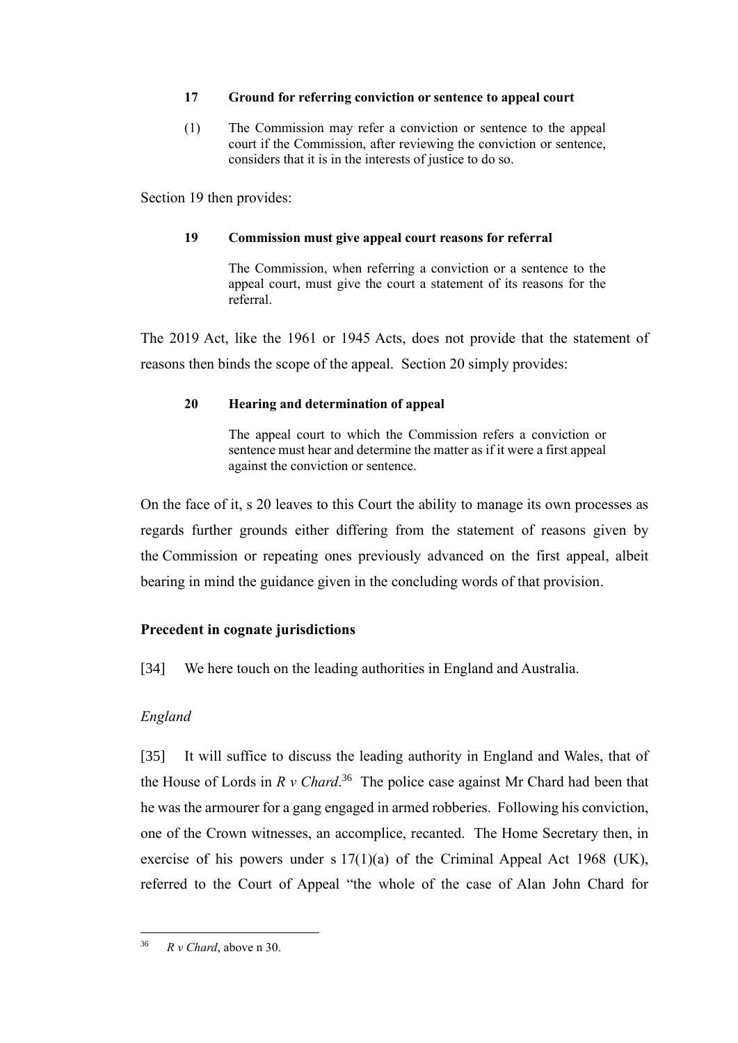**17 Ground for referring conviction or sentence to appeal court**

(1) The Commission may refer a conviction or sentence to the appeal court if the Commission, after reviewing the conviction or sentence, considers that it is in the interests of justice to do so.

Section 19 then provides:

> **19 Commission must give appeal court reasons for referral**
>
> The Commission, when referring a conviction or a sentence to the appeal court, must give the court a statement of its reasons for the referral.

The 2019 Act, like the 1961 or 1945 Acts, does not provide that the statement of reasons then binds the scope of the appeal. Section 20 simply provides:

> **20 Hearing and determination of appeal**
>
> The appeal court to which the Commission refers a conviction or sentence must hear and determine the matter as if it were a first appeal against the conviction or sentence.

On the face of it, s 20 leaves to this Court the ability to manage its own processes as regards further grounds either differing from the statement of reasons given by the Commission or repeating ones previously advanced on the first appeal, albeit bearing in mind the guidance given in the concluding words of that provision.

## Precedent in cognate jurisdictions

[34] We here touch on the leading authorities in England and Australia.

### *England*

[35] It will suffice to discuss the leading authority in England and Wales, that of the House of Lords in *R v Chard*.[36] The police case against Mr Chard had been that he was the armourer for a gang engaged in armed robberies. Following his conviction, one of the Crown witnesses, an accomplice, recanted. The Home Secretary then, in exercise of his powers under s 17(1)(a) of the Criminal Appeal Act 1968 (UK), referred to the Court of Appeal "the whole of the case of Alan John Chard for

---

[36] *R v Chard*, above n 30.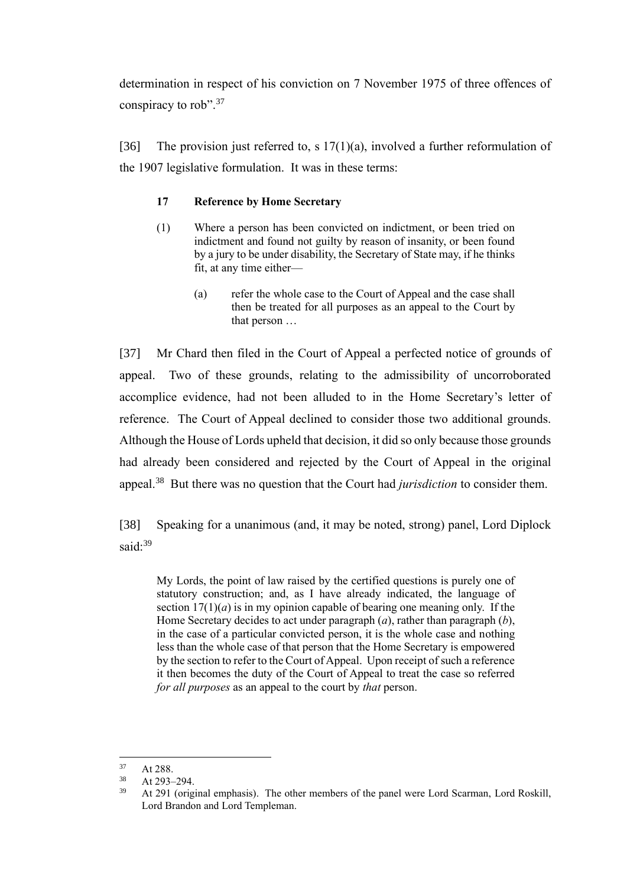determination in respect of his conviction on 7 November 1975 of three offences of conspiracy to rob".[37]

[36] The provision just referred to, s 17(1)(a), involved a further reformulation of the 1907 legislative formulation. It was in these terms:

> **17 Reference by Home Secretary**
>
> (1) Where a person has been convicted on indictment, or been tried on indictment and found not guilty by reason of insanity, or been found by a jury to be under disability, the Secretary of State may, if he thinks fit, at any time either—
>
> (a) refer the whole case to the Court of Appeal and the case shall then be treated for all purposes as an appeal to the Court by that person …

[37] Mr Chard then filed in the Court of Appeal a perfected notice of grounds of appeal. Two of these grounds, relating to the admissibility of uncorroborated accomplice evidence, had not been alluded to in the Home Secretary's letter of reference. The Court of Appeal declined to consider those two additional grounds. Although the House of Lords upheld that decision, it did so only because those grounds had already been considered and rejected by the Court of Appeal in the original appeal.[38] But there was no question that the Court had *jurisdiction* to consider them.

[38] Speaking for a unanimous (and, it may be noted, strong) panel, Lord Diplock said:[39]

> My Lords, the point of law raised by the certified questions is purely one of statutory construction; and, as I have already indicated, the language of section 17(1)(*a*) is in my opinion capable of bearing one meaning only. If the Home Secretary decides to act under paragraph (*a*), rather than paragraph (*b*), in the case of a particular convicted person, it is the whole case and nothing less than the whole case of that person that the Home Secretary is empowered by the section to refer to the Court of Appeal. Upon receipt of such a reference it then becomes the duty of the Court of Appeal to treat the case so referred *for all purposes* as an appeal to the court by *that* person.

---

[37] At 288.

[38] At 293–294.

[39] At 291 (original emphasis). The other members of the panel were Lord Scarman, Lord Roskill, Lord Brandon and Lord Templeman.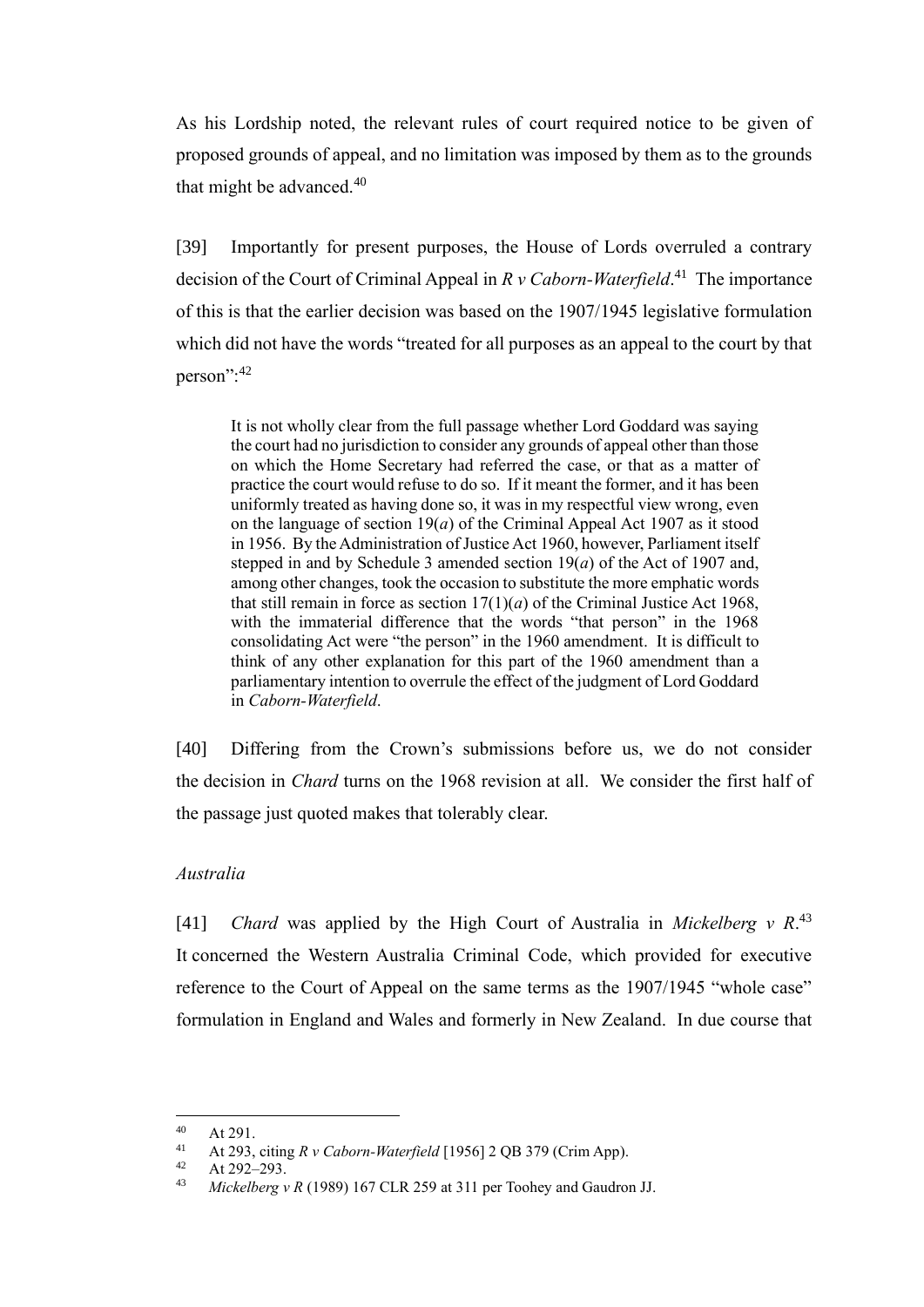As his Lordship noted, the relevant rules of court required notice to be given of proposed grounds of appeal, and no limitation was imposed by them as to the grounds that might be advanced.[40]

[39] Importantly for present purposes, the House of Lords overruled a contrary decision of the Court of Criminal Appeal in *R v Caborn-Waterfield*.[41] The importance of this is that the earlier decision was based on the 1907/1945 legislative formulation which did not have the words "treated for all purposes as an appeal to the court by that person":[42]

> It is not wholly clear from the full passage whether Lord Goddard was saying the court had no jurisdiction to consider any grounds of appeal other than those on which the Home Secretary had referred the case, or that as a matter of practice the court would refuse to do so. If it meant the former, and it has been uniformly treated as having done so, it was in my respectful view wrong, even on the language of section 19(*a*) of the Criminal Appeal Act 1907 as it stood in 1956. By the Administration of Justice Act 1960, however, Parliament itself stepped in and by Schedule 3 amended section 19(*a*) of the Act of 1907 and, among other changes, took the occasion to substitute the more emphatic words that still remain in force as section 17(1)(*a*) of the Criminal Justice Act 1968, with the immaterial difference that the words "that person" in the 1968 consolidating Act were "the person" in the 1960 amendment. It is difficult to think of any other explanation for this part of the 1960 amendment than a parliamentary intention to overrule the effect of the judgment of Lord Goddard in *Caborn-Waterfield*.

[40] Differing from the Crown's submissions before us, we do not consider the decision in *Chard* turns on the 1968 revision at all. We consider the first half of the passage just quoted makes that tolerably clear.

*Australia*

[41] *Chard* was applied by the High Court of Australia in *Mickelberg v R*.[43] It concerned the Western Australia Criminal Code, which provided for executive reference to the Court of Appeal on the same terms as the 1907/1945 "whole case" formulation in England and Wales and formerly in New Zealand. In due course that

---

[40] At 291.

[41] At 293, citing *R v Caborn-Waterfield* [1956] 2 QB 379 (Crim App).

[42] At 292–293.

[43] *Mickelberg v R* (1989) 167 CLR 259 at 311 per Toohey and Gaudron JJ.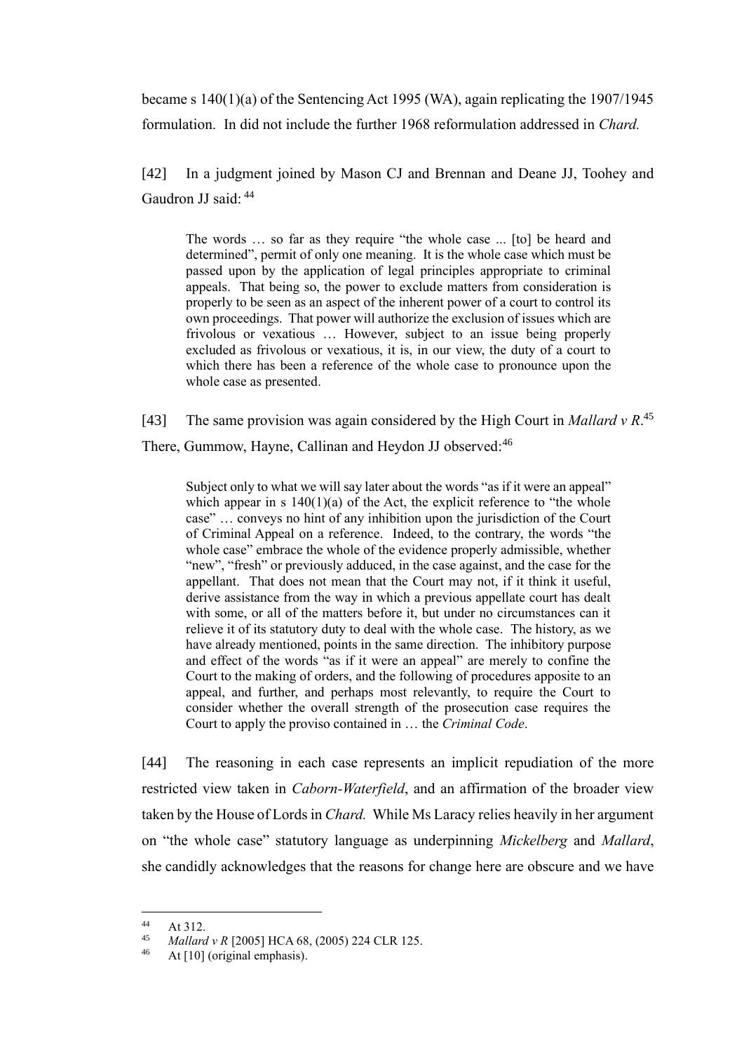became s 140(1)(a) of the Sentencing Act 1995 (WA), again replicating the 1907/1945 formulation. In did not include the further 1968 reformulation addressed in *Chard.*

[42] In a judgment joined by Mason CJ and Brennan and Deane JJ, Toohey and Gaudron JJ said: [44]

> The words … so far as they require "the whole case ... [to] be heard and determined", permit of only one meaning. It is the whole case which must be passed upon by the application of legal principles appropriate to criminal appeals. That being so, the power to exclude matters from consideration is properly to be seen as an aspect of the inherent power of a court to control its own proceedings. That power will authorize the exclusion of issues which are frivolous or vexatious … However, subject to an issue being properly excluded as frivolous or vexatious, it is, in our view, the duty of a court to which there has been a reference of the whole case to pronounce upon the whole case as presented.

[43] The same provision was again considered by the High Court in *Mallard v R*.[45] There, Gummow, Hayne, Callinan and Heydon JJ observed:[46]

> Subject only to what we will say later about the words "as if it were an appeal" which appear in s 140(1)(a) of the Act, the explicit reference to "the whole case" … conveys no hint of any inhibition upon the jurisdiction of the Court of Criminal Appeal on a reference. Indeed, to the contrary, the words "the whole case" embrace the whole of the evidence properly admissible, whether "new", "fresh" or previously adduced, in the case against, and the case for the appellant. That does not mean that the Court may not, if it think it useful, derive assistance from the way in which a previous appellate court has dealt with some, or all of the matters before it, but under no circumstances can it relieve it of its statutory duty to deal with the whole case. The history, as we have already mentioned, points in the same direction. The inhibitory purpose and effect of the words "as if it were an appeal" are merely to confine the Court to the making of orders, and the following of procedures apposite to an appeal, and further, and perhaps most relevantly, to require the Court to consider whether the overall strength of the prosecution case requires the Court to apply the proviso contained in … the *Criminal Code*.

[44] The reasoning in each case represents an implicit repudiation of the more restricted view taken in *Caborn-Waterfield*, and an affirmation of the broader view taken by the House of Lords in *Chard.* While Ms Laracy relies heavily in her argument on "the whole case" statutory language as underpinning *Mickelberg* and *Mallard*, she candidly acknowledges that the reasons for change here are obscure and we have

---

[44] At 312.
[45] *Mallard v R* [2005] HCA 68, (2005) 224 CLR 125.
[46] At [10] (original emphasis).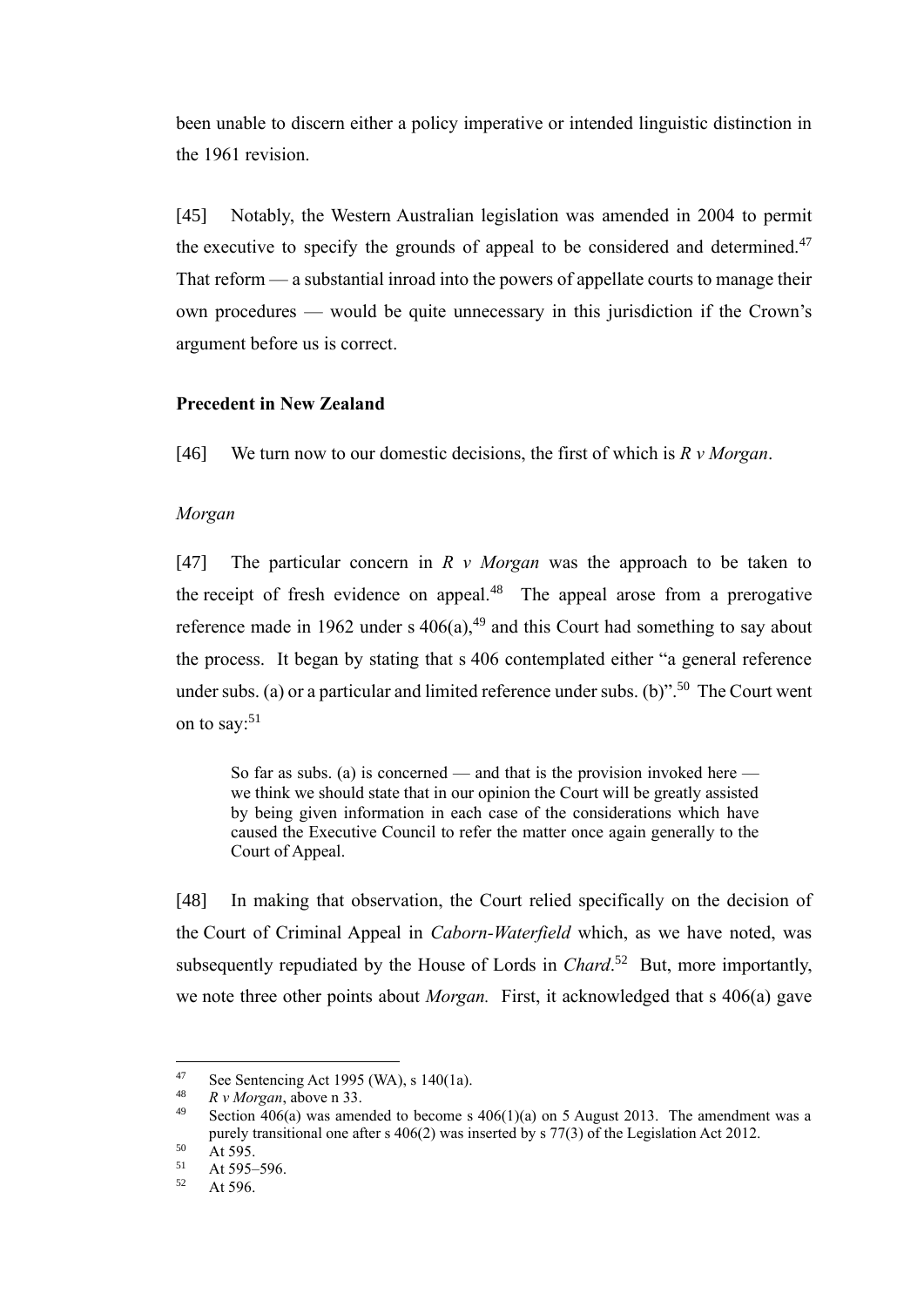been unable to discern either a policy imperative or intended linguistic distinction in the 1961 revision.

[45] Notably, the Western Australian legislation was amended in 2004 to permit the executive to specify the grounds of appeal to be considered and determined.[47] That reform — a substantial inroad into the powers of appellate courts to manage their own procedures — would be quite unnecessary in this jurisdiction if the Crown's argument before us is correct.

**Precedent in New Zealand**

[46] We turn now to our domestic decisions, the first of which is *R v Morgan*.

*Morgan*

[47] The particular concern in *R v Morgan* was the approach to be taken to the receipt of fresh evidence on appeal.[48] The appeal arose from a prerogative reference made in 1962 under s 406(a),[49] and this Court had something to say about the process. It began by stating that s 406 contemplated either "a general reference under subs. (a) or a particular and limited reference under subs. (b)".[50] The Court went on to say:[51]

> So far as subs. (a) is concerned — and that is the provision invoked here — we think we should state that in our opinion the Court will be greatly assisted by being given information in each case of the considerations which have caused the Executive Council to refer the matter once again generally to the Court of Appeal.

[48] In making that observation, the Court relied specifically on the decision of the Court of Criminal Appeal in *Caborn-Waterfield* which, as we have noted, was subsequently repudiated by the House of Lords in *Chard*.[52] But, more importantly, we note three other points about *Morgan*. First, it acknowledged that s 406(a) gave

---

[47] See Sentencing Act 1995 (WA), s 140(1a).

[48] *R v Morgan*, above n 33.

[49] Section 406(a) was amended to become s 406(1)(a) on 5 August 2013. The amendment was a purely transitional one after s 406(2) was inserted by s 77(3) of the Legislation Act 2012.

[50] At 595.

[51] At 595–596.

[52] At 596.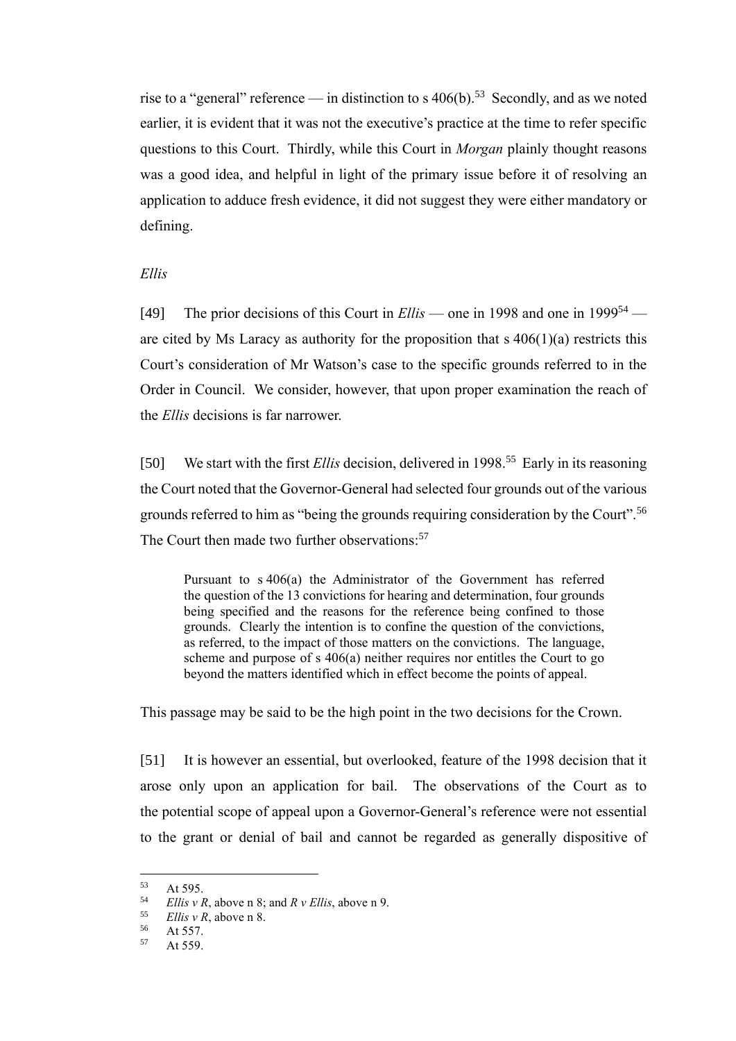rise to a "general" reference — in distinction to s 406(b).[53] Secondly, and as we noted earlier, it is evident that it was not the executive's practice at the time to refer specific questions to this Court. Thirdly, while this Court in *Morgan* plainly thought reasons was a good idea, and helpful in light of the primary issue before it of resolving an application to adduce fresh evidence, it did not suggest they were either mandatory or defining.

*Ellis*

[49] The prior decisions of this Court in *Ellis* — one in 1998 and one in 1999[54] — are cited by Ms Laracy as authority for the proposition that s 406(1)(a) restricts this Court's consideration of Mr Watson's case to the specific grounds referred to in the Order in Council. We consider, however, that upon proper examination the reach of the *Ellis* decisions is far narrower.

[50] We start with the first *Ellis* decision, delivered in 1998.[55] Early in its reasoning the Court noted that the Governor-General had selected four grounds out of the various grounds referred to him as "being the grounds requiring consideration by the Court".[56] The Court then made two further observations:[57]

> Pursuant to s 406(a) the Administrator of the Government has referred the question of the 13 convictions for hearing and determination, four grounds being specified and the reasons for the reference being confined to those grounds. Clearly the intention is to confine the question of the convictions, as referred, to the impact of those matters on the convictions. The language, scheme and purpose of s 406(a) neither requires nor entitles the Court to go beyond the matters identified which in effect become the points of appeal.

This passage may be said to be the high point in the two decisions for the Crown.

[51] It is however an essential, but overlooked, feature of the 1998 decision that it arose only upon an application for bail. The observations of the Court as to the potential scope of appeal upon a Governor-General's reference were not essential to the grant or denial of bail and cannot be regarded as generally dispositive of

---

[53] At 595.
[54] *Ellis v R*, above n 8; and *R v Ellis*, above n 9.
[55] *Ellis v R*, above n 8.
[56] At 557.
[57] At 559.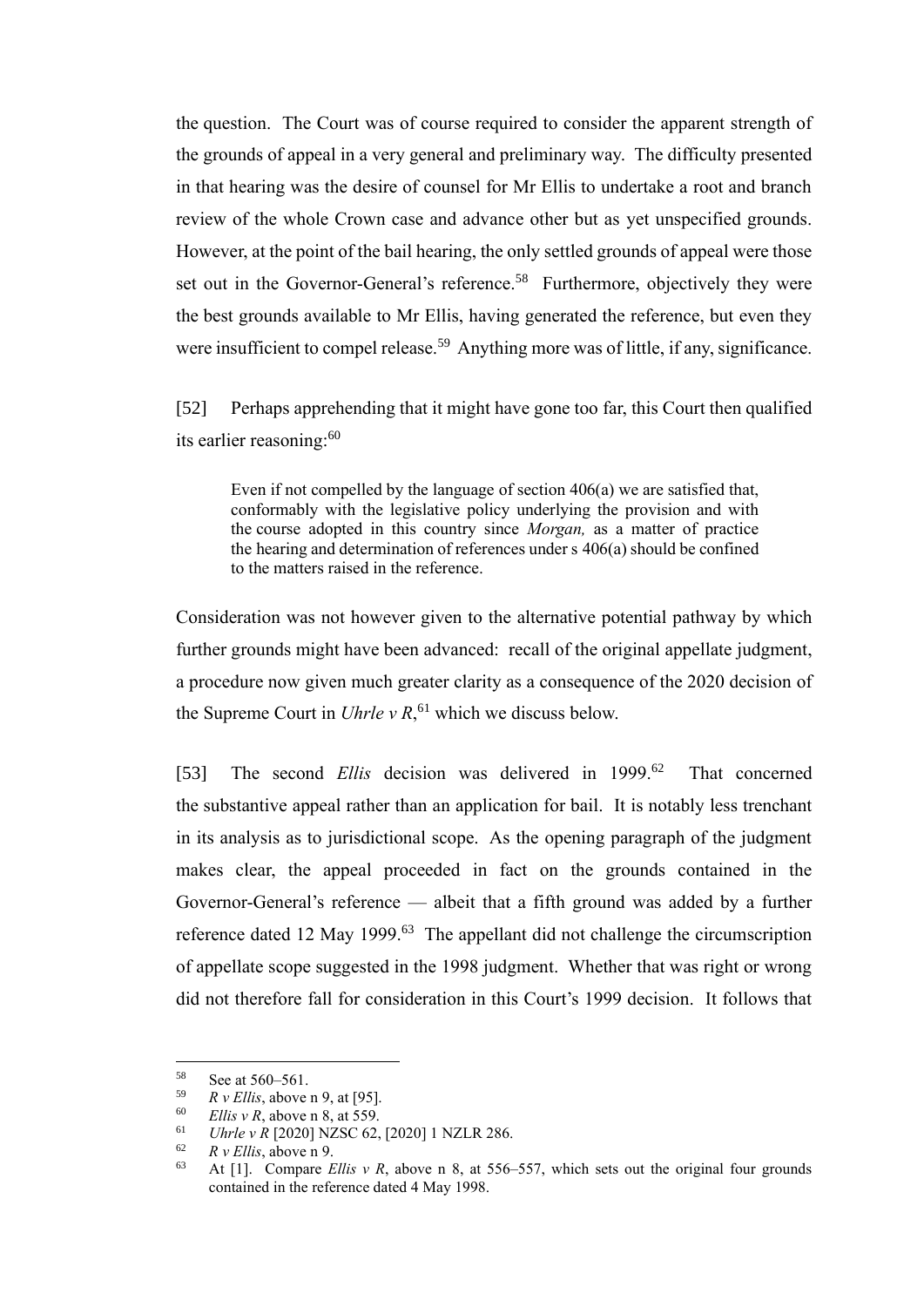the question. The Court was of course required to consider the apparent strength of the grounds of appeal in a very general and preliminary way. The difficulty presented in that hearing was the desire of counsel for Mr Ellis to undertake a root and branch review of the whole Crown case and advance other but as yet unspecified grounds. However, at the point of the bail hearing, the only settled grounds of appeal were those set out in the Governor-General's reference.[58] Furthermore, objectively they were the best grounds available to Mr Ellis, having generated the reference, but even they were insufficient to compel release.[59] Anything more was of little, if any, significance.

[52] Perhaps apprehending that it might have gone too far, this Court then qualified its earlier reasoning:[60]

> Even if not compelled by the language of section 406(a) we are satisfied that, conformably with the legislative policy underlying the provision and with the course adopted in this country since *Morgan,* as a matter of practice the hearing and determination of references under s 406(a) should be confined to the matters raised in the reference.

Consideration was not however given to the alternative potential pathway by which further grounds might have been advanced: recall of the original appellate judgment, a procedure now given much greater clarity as a consequence of the 2020 decision of the Supreme Court in *Uhrle v R*,[61] which we discuss below.

[53] The second *Ellis* decision was delivered in 1999.[62] That concerned the substantive appeal rather than an application for bail. It is notably less trenchant in its analysis as to jurisdictional scope. As the opening paragraph of the judgment makes clear, the appeal proceeded in fact on the grounds contained in the Governor-General's reference — albeit that a fifth ground was added by a further reference dated 12 May 1999.[63] The appellant did not challenge the circumscription of appellate scope suggested in the 1998 judgment. Whether that was right or wrong did not therefore fall for consideration in this Court's 1999 decision. It follows that

---

[58] See at 560–561.

[59] *R v Ellis*, above n 9, at [95].

[60] *Ellis v R*, above n 8, at 559.

[61] *Uhrle v R* [2020] NZSC 62, [2020] 1 NZLR 286.

[62] *R v Ellis*, above n 9.

[63] At [1]. Compare *Ellis v R*, above n 8, at 556–557, which sets out the original four grounds contained in the reference dated 4 May 1998.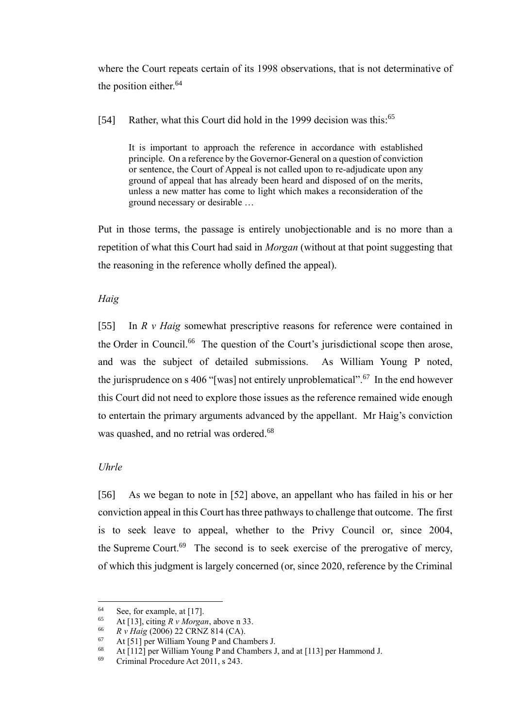where the Court repeats certain of its 1998 observations, that is not determinative of the position either.[64]

[54] Rather, what this Court did hold in the 1999 decision was this:[65]

> It is important to approach the reference in accordance with established principle. On a reference by the Governor-General on a question of conviction or sentence, the Court of Appeal is not called upon to re-adjudicate upon any ground of appeal that has already been heard and disposed of on the merits, unless a new matter has come to light which makes a reconsideration of the ground necessary or desirable …

Put in those terms, the passage is entirely unobjectionable and is no more than a repetition of what this Court had said in *Morgan* (without at that point suggesting that the reasoning in the reference wholly defined the appeal).

*Haig*

[55] In *R v Haig* somewhat prescriptive reasons for reference were contained in the Order in Council.[66] The question of the Court's jurisdictional scope then arose, and was the subject of detailed submissions. As William Young P noted, the jurisprudence on s 406 "[was] not entirely unproblematical".[67] In the end however this Court did not need to explore those issues as the reference remained wide enough to entertain the primary arguments advanced by the appellant. Mr Haig's conviction was quashed, and no retrial was ordered.[68]

*Uhrle*

[56] As we began to note in [52] above, an appellant who has failed in his or her conviction appeal in this Court has three pathways to challenge that outcome. The first is to seek leave to appeal, whether to the Privy Council or, since 2004, the Supreme Court.[69] The second is to seek exercise of the prerogative of mercy, of which this judgment is largely concerned (or, since 2020, reference by the Criminal

---

[64] See, for example, at [17].

[65] At [13], citing *R v Morgan*, above n 33.

[66] *R v Haig* (2006) 22 CRNZ 814 (CA).

[67] At [51] per William Young P and Chambers J.

[68] At [112] per William Young P and Chambers J, and at [113] per Hammond J.

[69] Criminal Procedure Act 2011, s 243.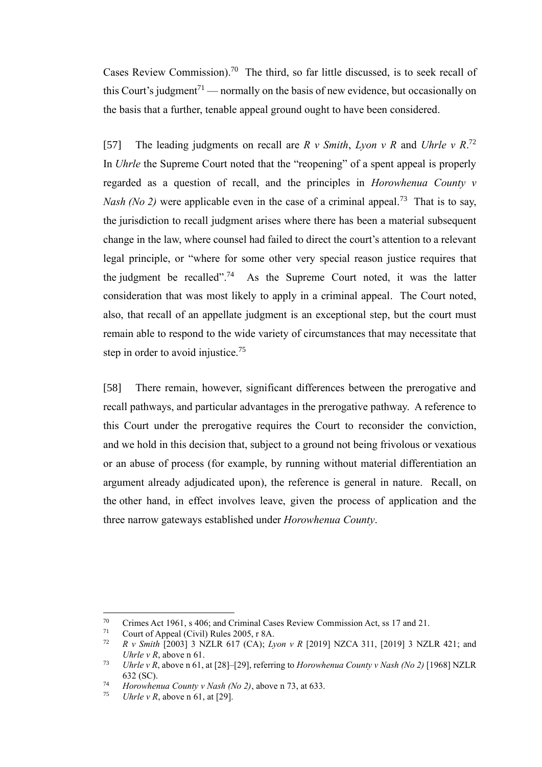Cases Review Commission).[70] The third, so far little discussed, is to seek recall of this Court's judgment[71] — normally on the basis of new evidence, but occasionally on the basis that a further, tenable appeal ground ought to have been considered.

[57] The leading judgments on recall are *R v Smith*, *Lyon v R* and *Uhrle v R*.[72] In *Uhrle* the Supreme Court noted that the "reopening" of a spent appeal is properly regarded as a question of recall, and the principles in *Horowhenua County v Nash (No 2)* were applicable even in the case of a criminal appeal.[73] That is to say, the jurisdiction to recall judgment arises where there has been a material subsequent change in the law, where counsel had failed to direct the court's attention to a relevant legal principle, or "where for some other very special reason justice requires that the judgment be recalled".[74] As the Supreme Court noted, it was the latter consideration that was most likely to apply in a criminal appeal. The Court noted, also, that recall of an appellate judgment is an exceptional step, but the court must remain able to respond to the wide variety of circumstances that may necessitate that step in order to avoid injustice.[75]

[58] There remain, however, significant differences between the prerogative and recall pathways, and particular advantages in the prerogative pathway. A reference to this Court under the prerogative requires the Court to reconsider the conviction, and we hold in this decision that, subject to a ground not being frivolous or vexatious or an abuse of process (for example, by running without material differentiation an argument already adjudicated upon), the reference is general in nature. Recall, on the other hand, in effect involves leave, given the process of application and the three narrow gateways established under *Horowhenua County*.

---

[70] Crimes Act 1961, s 406; and Criminal Cases Review Commission Act, ss 17 and 21.

[71] Court of Appeal (Civil) Rules 2005, r 8A.

[72] *R v Smith* [2003] 3 NZLR 617 (CA); *Lyon v R* [2019] NZCA 311, [2019] 3 NZLR 421; and *Uhrle v R*, above n 61.

[73] *Uhrle v R*, above n 61, at [28]–[29], referring to *Horowhenua County v Nash (No 2)* [1968] NZLR 632 (SC).

[74] *Horowhenua County v Nash (No 2)*, above n 73, at 633.

[75] *Uhrle v R*, above n 61, at [29].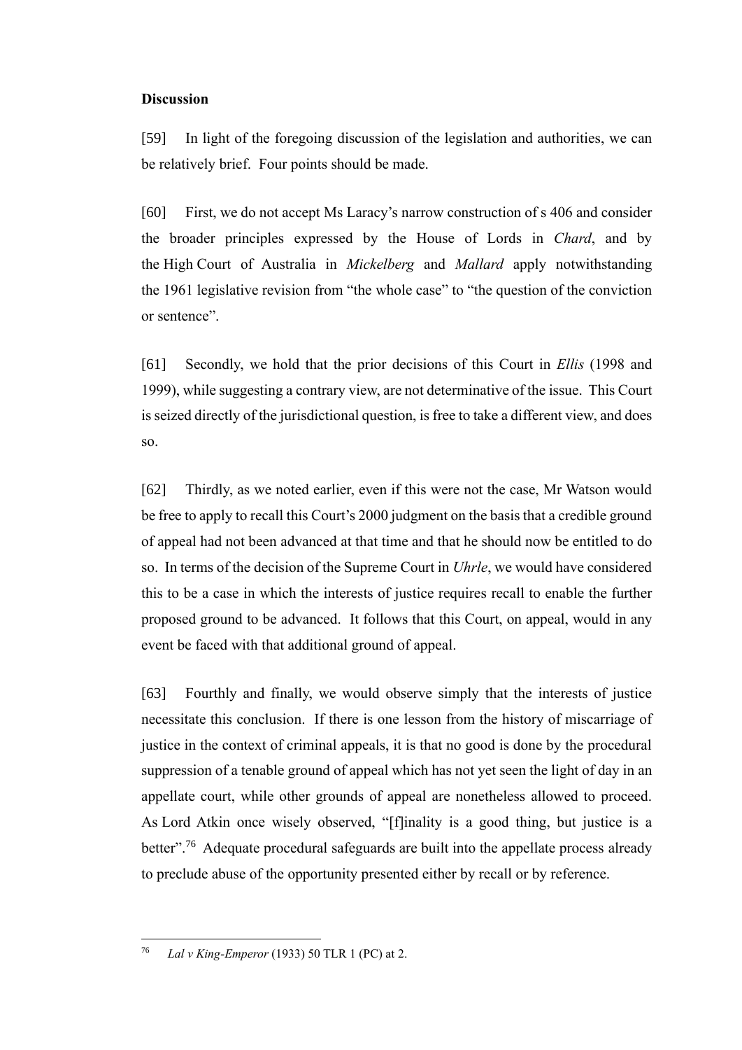**Discussion**

[59] In light of the foregoing discussion of the legislation and authorities, we can be relatively brief. Four points should be made.

[60] First, we do not accept Ms Laracy's narrow construction of s 406 and consider the broader principles expressed by the House of Lords in *Chard*, and by the High Court of Australia in *Mickelberg* and *Mallard* apply notwithstanding the 1961 legislative revision from "the whole case" to "the question of the conviction or sentence".

[61] Secondly, we hold that the prior decisions of this Court in *Ellis* (1998 and 1999), while suggesting a contrary view, are not determinative of the issue. This Court is seized directly of the jurisdictional question, is free to take a different view, and does so.

[62] Thirdly, as we noted earlier, even if this were not the case, Mr Watson would be free to apply to recall this Court's 2000 judgment on the basis that a credible ground of appeal had not been advanced at that time and that he should now be entitled to do so. In terms of the decision of the Supreme Court in *Uhrle*, we would have considered this to be a case in which the interests of justice requires recall to enable the further proposed ground to be advanced. It follows that this Court, on appeal, would in any event be faced with that additional ground of appeal.

[63] Fourthly and finally, we would observe simply that the interests of justice necessitate this conclusion. If there is one lesson from the history of miscarriage of justice in the context of criminal appeals, it is that no good is done by the procedural suppression of a tenable ground of appeal which has not yet seen the light of day in an appellate court, while other grounds of appeal are nonetheless allowed to proceed. As Lord Atkin once wisely observed, "[f]inality is a good thing, but justice is a better".[76] Adequate procedural safeguards are built into the appellate process already to preclude abuse of the opportunity presented either by recall or by reference.

---

[76] *Lal v King-Emperor* (1933) 50 TLR 1 (PC) at 2.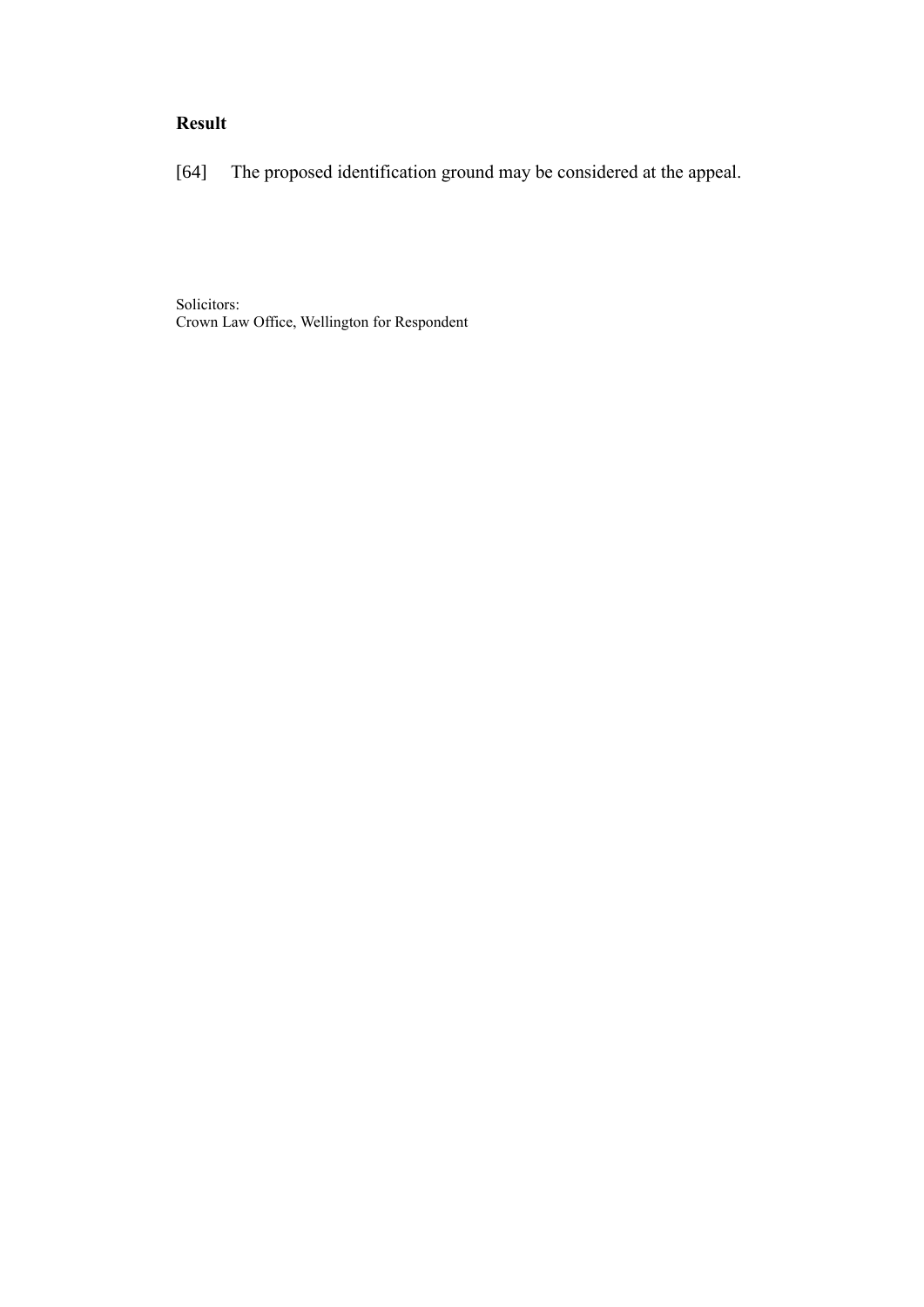**Result**

[64] The proposed identification ground may be considered at the appeal.

Solicitors:
Crown Law Office, Wellington for Respondent